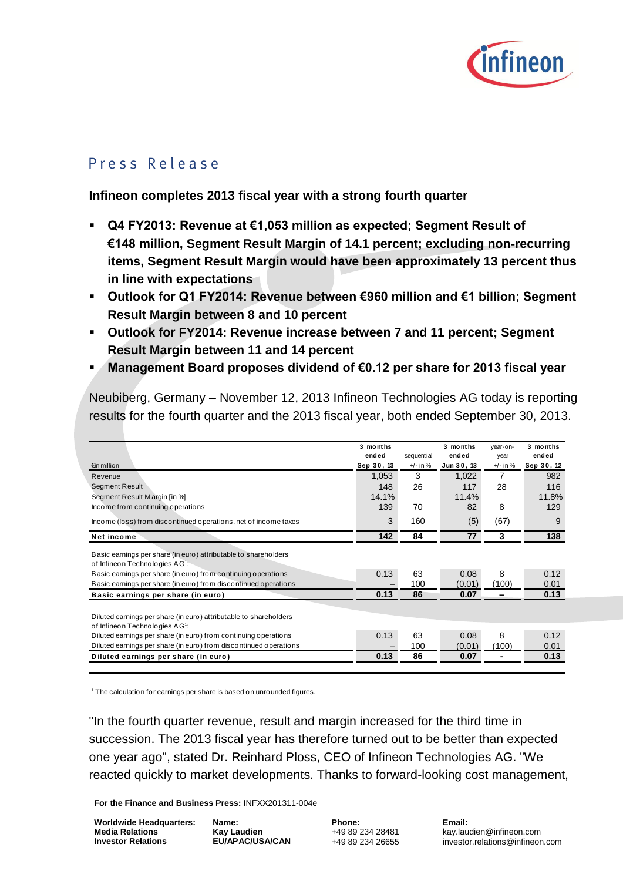# Press Release

**Infineon completes 2013 fiscal year with a strong fourth quarter**

- **Q4 FY2013: Revenue at €1,053 million as expected; Segment Result of €148 million, Segment Result Margin of 14.1 percent; excluding non-recurring items, Segment Result Margin would have been approximately 13 percent thus in line with expectations**
- **Outlook for Q1 FY2014: Revenue between €960 million and €1 billion; Segment Result Margin between 8 and 10 percent**
- **Outlook for FY2014: Revenue increase between 7 and 11 percent; Segment Result Margin between 11 and 14 percent**
- **Management Board proposes dividend of €0.12 per share for 2013 fiscal year**

Neubiberg, Germany – November 12, 2013 Infineon Technologies AG today is reporting results for the fourth quarter and the 2013 fiscal year, both ended September 30, 2013.

| €in million | 3 months ended Sep 30, 13 | sequential +/- in % | 3 months ended Jun 30, 13 | year-on-year +/- in % | 3 months ended Sep 30, 12 |
|---|---|---|---|---|---|
| Revenue | 1,053 | 3 | 1,022 | 7 | 982 |
| Segment Result | 148 | 26 | 117 | 28 | 116 |
| Segment Result Margin [in %] | 14.1% | | 11.4% | | 11.8% |
| Income from continuing operations | 139 | 70 | 82 | 8 | 129 |
| Income (loss) from discontinued operations, net of income taxes | 3 | 160 | (5) | (67) | 9 |
| **Net income** | **142** | **84** | **77** | **3** | **138** |
| Basic earnings per share (in euro) attributable to shareholders of Infineon Technologies AG[1]: | | | | | |
| Basic earnings per share (in euro) from continuing operations | 0.13 | 63 | 0.08 | 8 | 0.12 |
| Basic earnings per share (in euro) from discontinued operations | – | 100 | (0.01) | (100) | 0.01 |
| **Basic earnings per share (in euro)** | **0.13** | **86** | **0.07** | **–** | **0.13** |
| Diluted earnings per share (in euro) attributable to shareholders of Infineon Technologies AG[1]: | | | | | |
| Diluted earnings per share (in euro) from continuing operations | 0.13 | 63 | 0.08 | 8 | 0.12 |
| Diluted earnings per share (in euro) from discontinued operations | – | 100 | (0.01) | (100) | 0.01 |
| **Diluted earnings per share (in euro)** | **0.13** | **86** | **0.07** | **-** | **0.13** |

[1] The calculation for earnings per share is based on unrounded figures.

"In the fourth quarter revenue, result and margin increased for the third time in succession. The 2013 fiscal year has therefore turned out to be better than expected one year ago", stated Dr. Reinhard Ploss, CEO of Infineon Technologies AG. "We reacted quickly to market developments. Thanks to forward-looking cost management,

**For the Finance and Business Press:** INFXX201311-004e

| **Worldwide Headquarters:** | **Name:** | **Phone:** | **Email:** |
|---|---|---|---|
| **Media Relations** | **Kay Laudien** | +49 89 234 28481 | kay.laudien@infineon.com |
| **Investor Relations** | **EU/APAC/USA/CAN** | +49 89 234 26655 | investor.relations@infineon.com |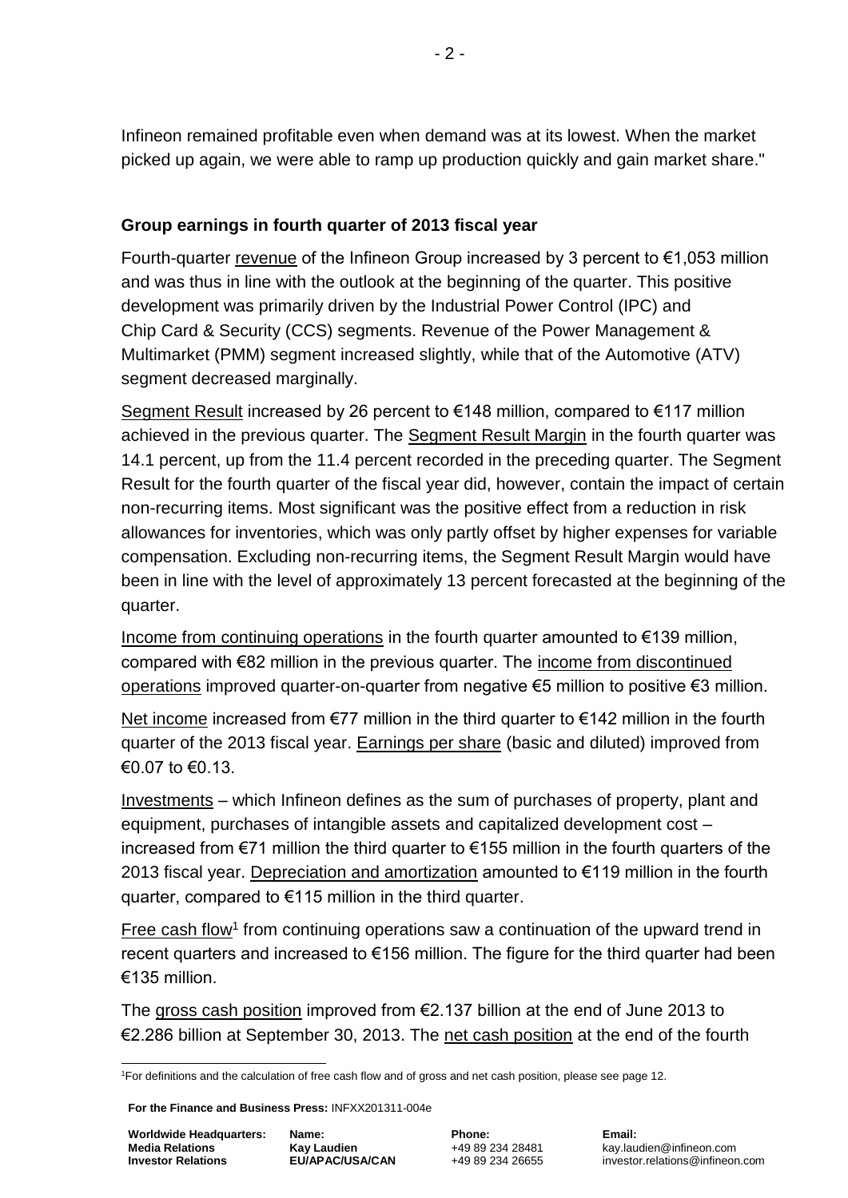Infineon remained profitable even when demand was at its lowest. When the market picked up again, we were able to ramp up production quickly and gain market share."

**Group earnings in fourth quarter of 2013 fiscal year**

Fourth-quarter revenue of the Infineon Group increased by 3 percent to €1,053 million and was thus in line with the outlook at the beginning of the quarter. This positive development was primarily driven by the Industrial Power Control (IPC) and Chip Card & Security (CCS) segments. Revenue of the Power Management & Multimarket (PMM) segment increased slightly, while that of the Automotive (ATV) segment decreased marginally.

Segment Result increased by 26 percent to €148 million, compared to €117 million achieved in the previous quarter. The Segment Result Margin in the fourth quarter was 14.1 percent, up from the 11.4 percent recorded in the preceding quarter. The Segment Result for the fourth quarter of the fiscal year did, however, contain the impact of certain non-recurring items. Most significant was the positive effect from a reduction in risk allowances for inventories, which was only partly offset by higher expenses for variable compensation. Excluding non-recurring items, the Segment Result Margin would have been in line with the level of approximately 13 percent forecasted at the beginning of the quarter.

Income from continuing operations in the fourth quarter amounted to €139 million, compared with €82 million in the previous quarter. The income from discontinued operations improved quarter-on-quarter from negative €5 million to positive €3 million.

Net income increased from €77 million in the third quarter to €142 million in the fourth quarter of the 2013 fiscal year. Earnings per share (basic and diluted) improved from €0.07 to €0.13.

Investments – which Infineon defines as the sum of purchases of property, plant and equipment, purchases of intangible assets and capitalized development cost – increased from €71 million the third quarter to €155 million in the fourth quarters of the 2013 fiscal year. Depreciation and amortization amounted to €119 million in the fourth quarter, compared to €115 million in the third quarter.

Free cash flow[1] from continuing operations saw a continuation of the upward trend in recent quarters and increased to €156 million. The figure for the third quarter had been €135 million.

The gross cash position improved from €2.137 billion at the end of June 2013 to €2.286 billion at September 30, 2013. The net cash position at the end of the fourth

[1] For definitions and the calculation of free cash flow and of gross and net cash position, please see page 12.

**For the Finance and Business Press:** INFXX201311-004e

| **Worldwide Headquarters:** | **Name:** | **Phone:** | **Email:** |
|---|---|---|---|
| **Media Relations** | **Kay Laudien** | +49 89 234 28481 | kay.laudien@infineon.com |
| **Investor Relations** | **EU/APAC/USA/CAN** | +49 89 234 26655 | investor.relations@infineon.com |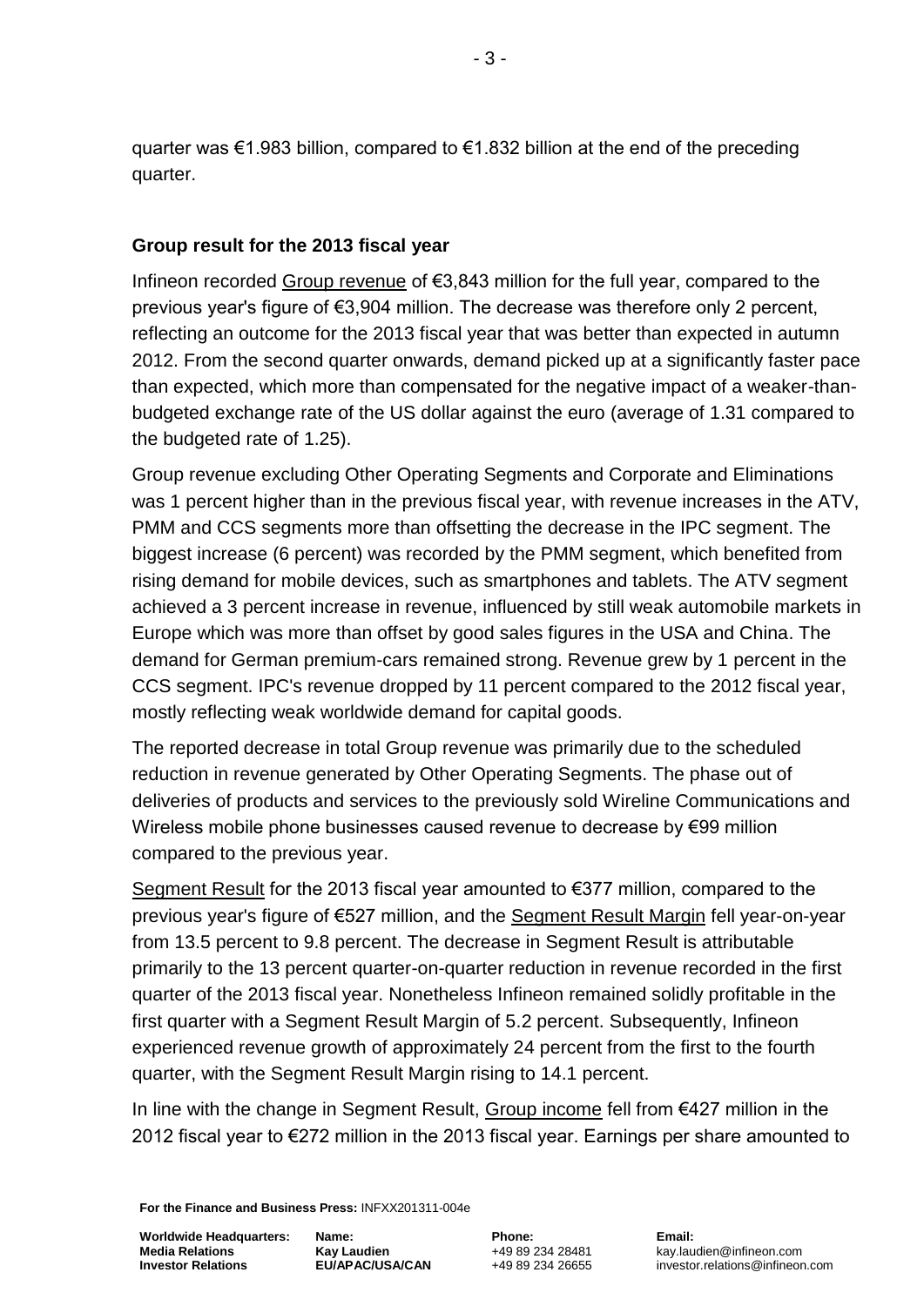quarter was €1.983 billion, compared to €1.832 billion at the end of the preceding quarter.

**Group result for the 2013 fiscal year**

Infineon recorded Group revenue of €3,843 million for the full year, compared to the previous year's figure of €3,904 million. The decrease was therefore only 2 percent, reflecting an outcome for the 2013 fiscal year that was better than expected in autumn 2012. From the second quarter onwards, demand picked up at a significantly faster pace than expected, which more than compensated for the negative impact of a weaker-than-budgeted exchange rate of the US dollar against the euro (average of 1.31 compared to the budgeted rate of 1.25).

Group revenue excluding Other Operating Segments and Corporate and Eliminations was 1 percent higher than in the previous fiscal year, with revenue increases in the ATV, PMM and CCS segments more than offsetting the decrease in the IPC segment. The biggest increase (6 percent) was recorded by the PMM segment, which benefited from rising demand for mobile devices, such as smartphones and tablets. The ATV segment achieved a 3 percent increase in revenue, influenced by still weak automobile markets in Europe which was more than offset by good sales figures in the USA and China. The demand for German premium-cars remained strong. Revenue grew by 1 percent in the CCS segment. IPC's revenue dropped by 11 percent compared to the 2012 fiscal year, mostly reflecting weak worldwide demand for capital goods.

The reported decrease in total Group revenue was primarily due to the scheduled reduction in revenue generated by Other Operating Segments. The phase out of deliveries of products and services to the previously sold Wireline Communications and Wireless mobile phone businesses caused revenue to decrease by €99 million compared to the previous year.

Segment Result for the 2013 fiscal year amounted to €377 million, compared to the previous year's figure of €527 million, and the Segment Result Margin fell year-on-year from 13.5 percent to 9.8 percent. The decrease in Segment Result is attributable primarily to the 13 percent quarter-on-quarter reduction in revenue recorded in the first quarter of the 2013 fiscal year. Nonetheless Infineon remained solidly profitable in the first quarter with a Segment Result Margin of 5.2 percent. Subsequently, Infineon experienced revenue growth of approximately 24 percent from the first to the fourth quarter, with the Segment Result Margin rising to 14.1 percent.

In line with the change in Segment Result, Group income fell from €427 million in the 2012 fiscal year to €272 million in the 2013 fiscal year. Earnings per share amounted to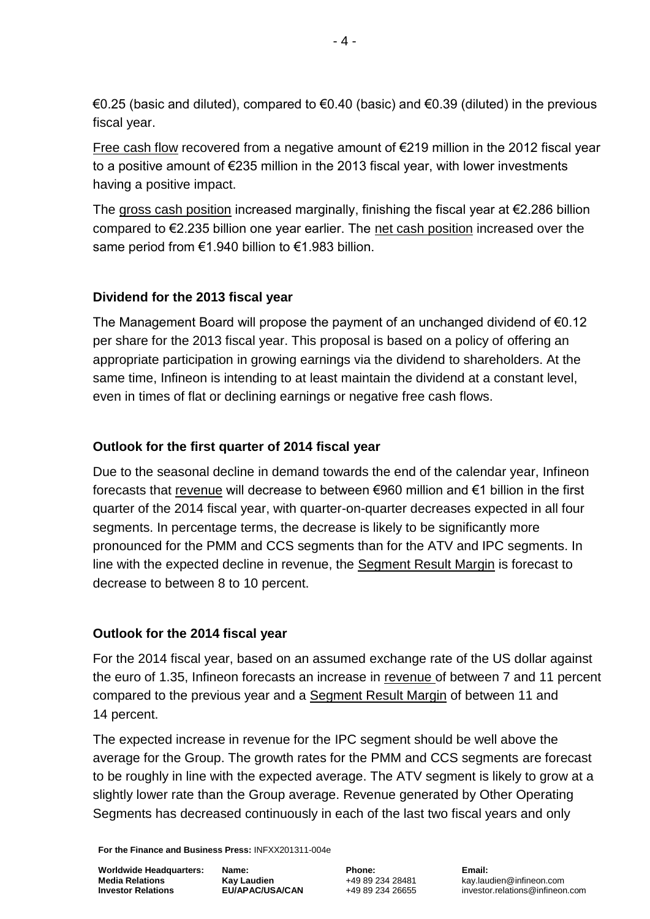€0.25 (basic and diluted), compared to €0.40 (basic) and €0.39 (diluted) in the previous fiscal year.

Free cash flow recovered from a negative amount of €219 million in the 2012 fiscal year to a positive amount of €235 million in the 2013 fiscal year, with lower investments having a positive impact.

The gross cash position increased marginally, finishing the fiscal year at €2.286 billion compared to €2.235 billion one year earlier. The net cash position increased over the same period from €1.940 billion to €1.983 billion.

**Dividend for the 2013 fiscal year**

The Management Board will propose the payment of an unchanged dividend of €0.12 per share for the 2013 fiscal year. This proposal is based on a policy of offering an appropriate participation in growing earnings via the dividend to shareholders. At the same time, Infineon is intending to at least maintain the dividend at a constant level, even in times of flat or declining earnings or negative free cash flows.

**Outlook for the first quarter of 2014 fiscal year**

Due to the seasonal decline in demand towards the end of the calendar year, Infineon forecasts that revenue will decrease to between €960 million and €1 billion in the first quarter of the 2014 fiscal year, with quarter-on-quarter decreases expected in all four segments. In percentage terms, the decrease is likely to be significantly more pronounced for the PMM and CCS segments than for the ATV and IPC segments. In line with the expected decline in revenue, the Segment Result Margin is forecast to decrease to between 8 to 10 percent.

**Outlook for the 2014 fiscal year**

For the 2014 fiscal year, based on an assumed exchange rate of the US dollar against the euro of 1.35, Infineon forecasts an increase in revenue of between 7 and 11 percent compared to the previous year and a Segment Result Margin of between 11 and 14 percent.

The expected increase in revenue for the IPC segment should be well above the average for the Group. The growth rates for the PMM and CCS segments are forecast to be roughly in line with the expected average. The ATV segment is likely to grow at a slightly lower rate than the Group average. Revenue generated by Other Operating Segments has decreased continuously in each of the last two fiscal years and only

**For the Finance and Business Press:** INFXX201311-004e

| Worldwide Headquarters: | Name: | Phone: | Email: |
|---|---|---|---|
| Media Relations | Kay Laudien | +49 89 234 28481 | kay.laudien@infineon.com |
| Investor Relations | EU/APAC/USA/CAN | +49 89 234 26655 | investor.relations@infineon.com |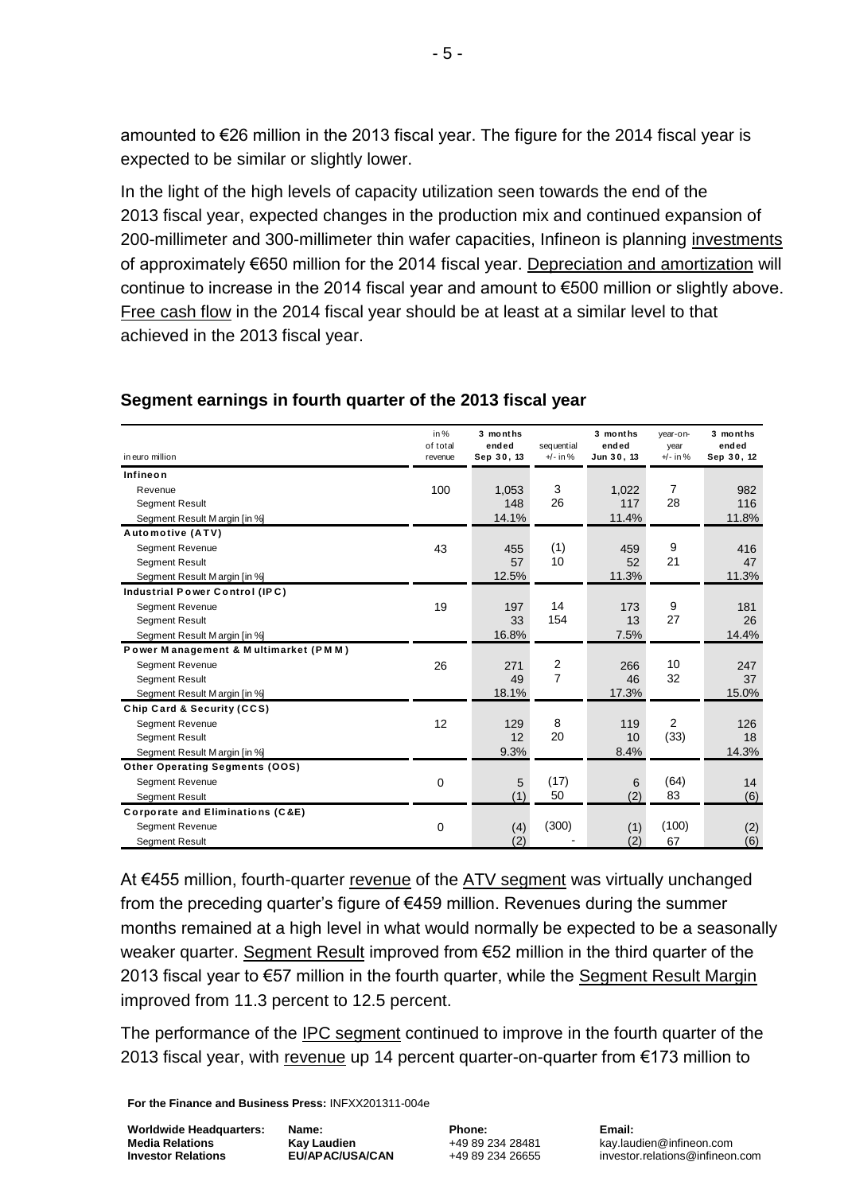amounted to €26 million in the 2013 fiscal year. The figure for the 2014 fiscal year is expected to be similar or slightly lower.

In the light of the high levels of capacity utilization seen towards the end of the 2013 fiscal year, expected changes in the production mix and continued expansion of 200-millimeter and 300-millimeter thin wafer capacities, Infineon is planning investments of approximately €650 million for the 2014 fiscal year. Depreciation and amortization will continue to increase in the 2014 fiscal year and amount to €500 million or slightly above. Free cash flow in the 2014 fiscal year should be at least at a similar level to that achieved in the 2013 fiscal year.

## Segment earnings in fourth quarter of the 2013 fiscal year

| in euro million | in % of total revenue | 3 months ended Sep 30, 13 | sequential +/- in % | 3 months ended Jun 30, 13 | year-on-year +/- in % | 3 months ended Sep 30, 12 |
|---|---|---|---|---|---|---|
| **Infineon** | | | | | | |
| Revenue | 100 | 1,053 | 3 | 1,022 | 7 | 982 |
| Segment Result | | 148 | 26 | 117 | 28 | 116 |
| Segment Result Margin [in %] | | 14.1% | | 11.4% | | 11.8% |
| **Automotive (ATV)** | | | | | | |
| Segment Revenue | 43 | 455 | (1) | 459 | 9 | 416 |
| Segment Result | | 57 | 10 | 52 | 21 | 47 |
| Segment Result Margin [in %] | | 12.5% | | 11.3% | | 11.3% |
| **Industrial Power Control (IPC)** | | | | | | |
| Segment Revenue | 19 | 197 | 14 | 173 | 9 | 181 |
| Segment Result | | 33 | 154 | 13 | 27 | 26 |
| Segment Result Margin [in %] | | 16.8% | | 7.5% | | 14.4% |
| **Power Management & Multimarket (PMM)** | | | | | | |
| Segment Revenue | 26 | 271 | 2 | 266 | 10 | 247 |
| Segment Result | | 49 | 7 | 46 | 32 | 37 |
| Segment Result Margin [in %] | | 18.1% | | 17.3% | | 15.0% |
| **Chip Card & Security (CCS)** | | | | | | |
| Segment Revenue | 12 | 129 | 8 | 119 | 2 | 126 |
| Segment Result | | 12 | 20 | 10 | (33) | 18 |
| Segment Result Margin [in %] | | 9.3% | | 8.4% | | 14.3% |
| **Other Operating Segments (OOS)** | | | | | | |
| Segment Revenue | 0 | 5 | (17) | 6 | (64) | 14 |
| Segment Result | | (1) | 50 | (2) | 83 | (6) |
| **Corporate and Eliminations (C&E)** | | | | | | |
| Segment Revenue | 0 | (4) | (300) | (1) | (100) | (2) |
| Segment Result | | (2) | - | (2) | 67 | (6) |

At €455 million, fourth-quarter revenue of the ATV segment was virtually unchanged from the preceding quarter's figure of €459 million. Revenues during the summer months remained at a high level in what would normally be expected to be a seasonally weaker quarter. Segment Result improved from €52 million in the third quarter of the 2013 fiscal year to €57 million in the fourth quarter, while the Segment Result Margin improved from 11.3 percent to 12.5 percent.

The performance of the IPC segment continued to improve in the fourth quarter of the 2013 fiscal year, with revenue up 14 percent quarter-on-quarter from €173 million to

**For the Finance and Business Press:** INFXX201311-004e

| **Worldwide Headquarters:** | **Name:** | **Phone:** | **Email:** |
|---|---|---|---|
| **Media Relations** | **Kay Laudien** | +49 89 234 28481 | kay.laudien@infineon.com |
| **Investor Relations** | **EU/APAC/USA/CAN** | +49 89 234 26655 | investor.relations@infineon.com |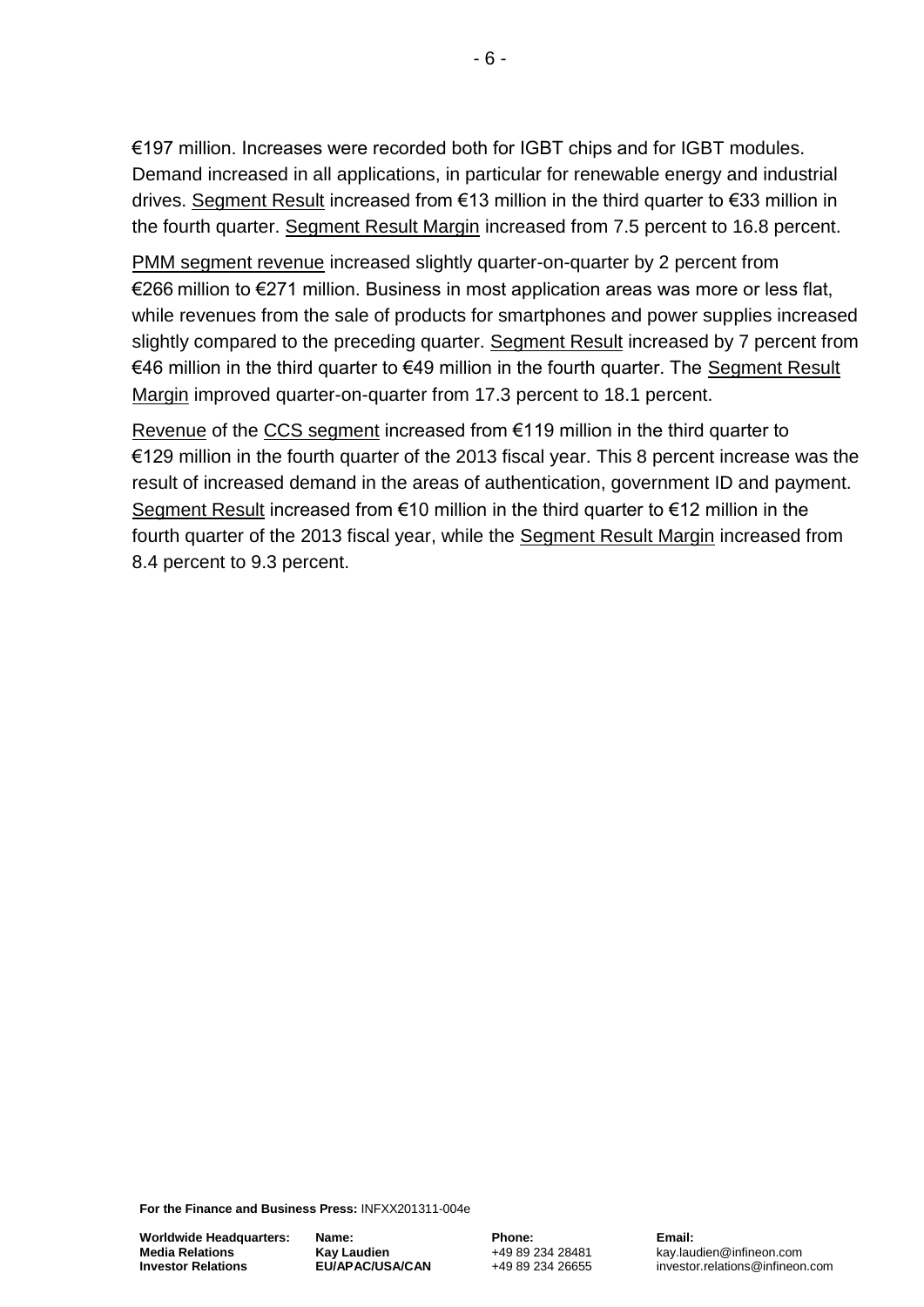€197 million. Increases were recorded both for IGBT chips and for IGBT modules. Demand increased in all applications, in particular for renewable energy and industrial drives. Segment Result increased from €13 million in the third quarter to €33 million in the fourth quarter. Segment Result Margin increased from 7.5 percent to 16.8 percent.

PMM segment revenue increased slightly quarter-on-quarter by 2 percent from €266 million to €271 million. Business in most application areas was more or less flat, while revenues from the sale of products for smartphones and power supplies increased slightly compared to the preceding quarter. Segment Result increased by 7 percent from €46 million in the third quarter to €49 million in the fourth quarter. The Segment Result Margin improved quarter-on-quarter from 17.3 percent to 18.1 percent.

Revenue of the CCS segment increased from €119 million in the third quarter to €129 million in the fourth quarter of the 2013 fiscal year. This 8 percent increase was the result of increased demand in the areas of authentication, government ID and payment. Segment Result increased from €10 million in the third quarter to €12 million in the fourth quarter of the 2013 fiscal year, while the Segment Result Margin increased from 8.4 percent to 9.3 percent.

**For the Finance and Business Press:** INFXX201311-004e

| **Worldwide Headquarters:** | **Name:** | **Phone:** | **Email:** |
| --- | --- | --- | --- |
| **Media Relations** | **Kay Laudien** | +49 89 234 28481 | kay.laudien@infineon.com |
| **Investor Relations** | **EU/APAC/USA/CAN** | +49 89 234 26655 | investor.relations@infineon.com |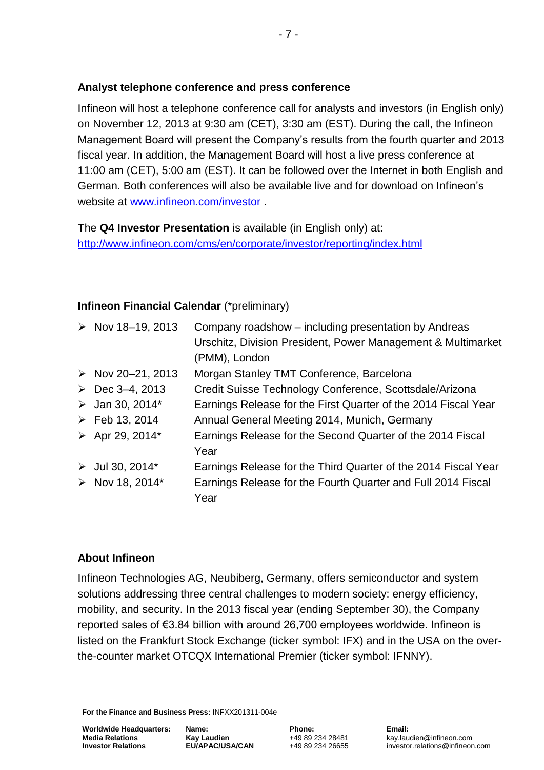**Analyst telephone conference and press conference**

Infineon will host a telephone conference call for analysts and investors (in English only) on November 12, 2013 at 9:30 am (CET), 3:30 am (EST). During the call, the Infineon Management Board will present the Company's results from the fourth quarter and 2013 fiscal year. In addition, the Management Board will host a live press conference at 11:00 am (CET), 5:00 am (EST). It can be followed over the Internet in both English and German. Both conferences will also be available live and for download on Infineon's website at [www.infineon.com/investor](http://www.infineon.com/investor) .

The **Q4 Investor Presentation** is available (in English only) at:
[http://www.infineon.com/cms/en/corporate/investor/reporting/index.html](http://www.infineon.com/cms/en/corporate/investor/reporting/index.html)

**Infineon Financial Calendar** (*preliminary)

- Nov 18–19, 2013 — Company roadshow – including presentation by Andreas Urschitz, Division President, Power Management & Multimarket (PMM), London
- Nov 20–21, 2013 — Morgan Stanley TMT Conference, Barcelona
- Dec 3–4, 2013 — Credit Suisse Technology Conference, Scottsdale/Arizona
- Jan 30, 2014* — Earnings Release for the First Quarter of the 2014 Fiscal Year
- Feb 13, 2014 — Annual General Meeting 2014, Munich, Germany
- Apr 29, 2014* — Earnings Release for the Second Quarter of the 2014 Fiscal Year
- Jul 30, 2014* — Earnings Release for the Third Quarter of the 2014 Fiscal Year
- Nov 18, 2014* — Earnings Release for the Fourth Quarter and Full 2014 Fiscal Year

**About Infineon**

Infineon Technologies AG, Neubiberg, Germany, offers semiconductor and system solutions addressing three central challenges to modern society: energy efficiency, mobility, and security. In the 2013 fiscal year (ending September 30), the Company reported sales of €3.84 billion with around 26,700 employees worldwide. Infineon is listed on the Frankfurt Stock Exchange (ticker symbol: IFX) and in the USA on the over-the-counter market OTCQX International Premier (ticker symbol: IFNNY).

**For the Finance and Business Press:** INFXX201311-004e

| Worldwide Headquarters: | Name: | Phone: | Email: |
|---|---|---|---|
| Media Relations | Kay Laudien | +49 89 234 28481 | kay.laudien@infineon.com |
| Investor Relations | EU/APAC/USA/CAN | +49 89 234 26655 | investor.relations@infineon.com |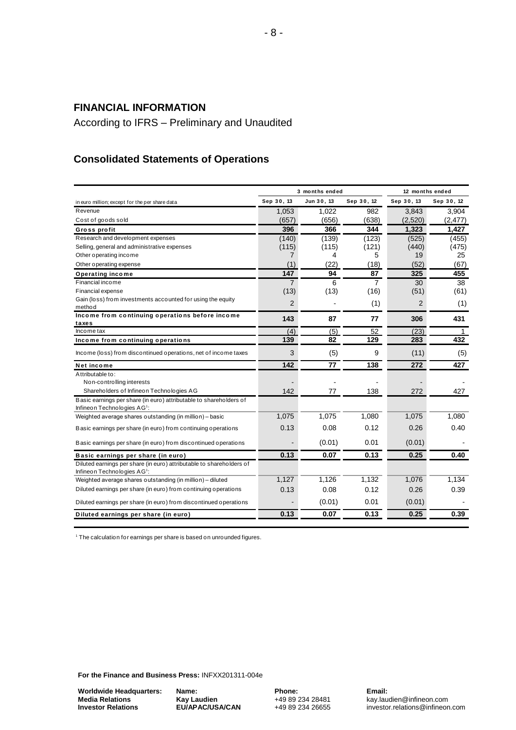## FINANCIAL INFORMATION

According to IFRS – Preliminary and Unaudited

### Consolidated Statements of Operations

| in euro million; except for the per share data | 3 months ended | | | 12 months ended | |
|---|---|---|---|---|---|
| | Sep 30, 13 | Jun 30, 13 | Sep 30, 12 | Sep 30, 13 | Sep 30, 12 |
| Revenue | 1,053 | 1,022 | 982 | 3,843 | 3,904 |
| Cost of goods sold | (657) | (656) | (638) | (2,520) | (2,477) |
| **Gross profit** | **396** | **366** | **344** | **1,323** | **1,427** |
| Research and development expenses | (140) | (139) | (123) | (525) | (455) |
| Selling, general and administrative expenses | (115) | (115) | (121) | (440) | (475) |
| Other operating income | 7 | 4 | 5 | 19 | 25 |
| Other operating expense | (1) | (22) | (18) | (52) | (67) |
| **Operating income** | **147** | **94** | **87** | **325** | **455** |
| Financial income | 7 | 6 | 7 | 30 | 38 |
| Financial expense | (13) | (13) | (16) | (51) | (61) |
| Gain (loss) from investments accounted for using the equity method | 2 | - | (1) | 2 | (1) |
| **Income from continuing operations before income taxes** | **143** | **87** | **77** | **306** | **431** |
| Income tax | (4) | (5) | 52 | (23) | 1 |
| **Income from continuing operations** | **139** | **82** | **129** | **283** | **432** |
| Income (loss) from discontinued operations, net of income taxes | 3 | (5) | 9 | (11) | (5) |
| **Net income** | **142** | **77** | **138** | **272** | **427** |
| Attributable to: | | | | | |
| Non-controlling interests | - | - | - | - | - |
| Shareholders of Infineon Technologies AG | 142 | 77 | 138 | 272 | 427 |
| Basic earnings per share (in euro) attributable to shareholders of Infineon Technologies AG[1]: | | | | | |
| Weighted average shares outstanding (in million) – basic | 1,075 | 1,075 | 1,080 | 1,075 | 1,080 |
| Basic earnings per share (in euro) from continuing operations | 0.13 | 0.08 | 0.12 | 0.26 | 0.40 |
| Basic earnings per share (in euro) from discontinued operations | - | (0.01) | 0.01 | (0.01) | - |
| **Basic earnings per share (in euro)** | **0.13** | **0.07** | **0.13** | **0.25** | **0.40** |
| Diluted earnings per share (in euro) attributable to shareholders of Infineon Technologies AG[1]: | | | | | |
| Weighted average shares outstanding (in million) – diluted | 1,127 | 1,126 | 1,132 | 1,076 | 1,134 |
| Diluted earnings per share (in euro) from continuing operations | 0.13 | 0.08 | 0.12 | 0.26 | 0.39 |
| Diluted earnings per share (in euro) from discontinued operations | - | (0.01) | 0.01 | (0.01) | - |
| **Diluted earnings per share (in euro)** | **0.13** | **0.07** | **0.13** | **0.25** | **0.39** |

[1] The calculation for earnings per share is based on unrounded figures.

**For the Finance and Business Press:** INFXX201311-004e

| **Worldwide Headquarters:** | **Name:** | **Phone:** | **Email:** |
|---|---|---|---|
| **Media Relations** | **Kay Laudien** | +49 89 234 28481 | kay.laudien@infineon.com |
| **Investor Relations** | **EU/APAC/USA/CAN** | +49 89 234 26655 | investor.relations@infineon.com |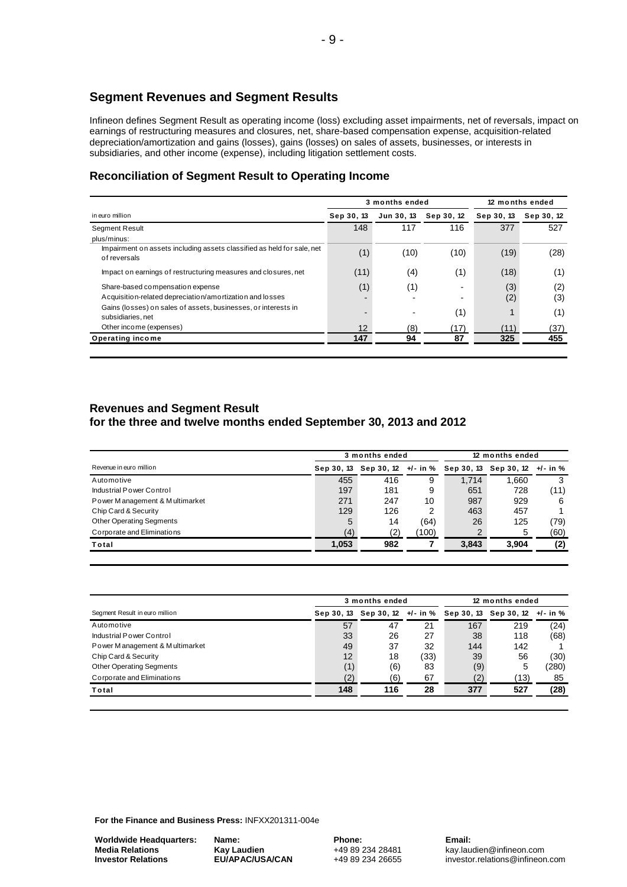## Segment Revenues and Segment Results

Infineon defines Segment Result as operating income (loss) excluding asset impairments, net of reversals, impact on earnings of restructuring measures and closures, net, share-based compensation expense, acquisition-related depreciation/amortization and gains (losses), gains (losses) on sales of assets, businesses, or interests in subsidiaries, and other income (expense), including litigation settlement costs.

### Reconciliation of Segment Result to Operating Income

| | 3 months ended | | | 12 months ended | |
|---|---|---|---|---|---|
| in euro million | Sep 30, 13 | Jun 30, 13 | Sep 30, 12 | Sep 30, 13 | Sep 30, 12 |
| Segment Result | 148 | 117 | 116 | 377 | 527 |
| plus/minus: | | | | | |
| Impairment on assets including assets classified as held for sale, net of reversals | (1) | (10) | (10) | (19) | (28) |
| Impact on earnings of restructuring measures and closures, net | (11) | (4) | (1) | (18) | (1) |
| Share-based compensation expense | (1) | (1) | - | (3) | (2) |
| Acquisition-related depreciation/amortization and losses | - | - | - | (2) | (3) |
| Gains (losses) on sales of assets, businesses, or interests in subsidiaries, net | - | - | (1) | 1 | (1) |
| Other income (expenses) | 12 | (8) | (17) | (11) | (37) |
| **Operating income** | **147** | **94** | **87** | **325** | **455** |

### Revenues and Segment Result for the three and twelve months ended September 30, 2013 and 2012

| | 3 months ended | | | 12 months ended | | |
|---|---|---|---|---|---|---|
| Revenue in euro million | Sep 30, 13 | Sep 30, 12 | +/- in % | Sep 30, 13 | Sep 30, 12 | +/- in % |
| Automotive | 455 | 416 | 9 | 1,714 | 1,660 | 3 |
| Industrial Power Control | 197 | 181 | 9 | 651 | 728 | (11) |
| Power Management & Multimarket | 271 | 247 | 10 | 987 | 929 | 6 |
| Chip Card & Security | 129 | 126 | 2 | 463 | 457 | 1 |
| Other Operating Segments | 5 | 14 | (64) | 26 | 125 | (79) |
| Corporate and Eliminations | (4) | (2) | (100) | 2 | 5 | (60) |
| **Total** | **1,053** | **982** | **7** | **3,843** | **3,904** | **(2)** |

| | 3 months ended | | | 12 months ended | | |
|---|---|---|---|---|---|---|
| Segment Result in euro million | Sep 30, 13 | Sep 30, 12 | +/- in % | Sep 30, 13 | Sep 30, 12 | +/- in % |
| Automotive | 57 | 47 | 21 | 167 | 219 | (24) |
| Industrial Power Control | 33 | 26 | 27 | 38 | 118 | (68) |
| Power Management & Multimarket | 49 | 37 | 32 | 144 | 142 | 1 |
| Chip Card & Security | 12 | 18 | (33) | 39 | 56 | (30) |
| Other Operating Segments | (1) | (6) | 83 | (9) | 5 | (280) |
| Corporate and Eliminations | (2) | (6) | 67 | (2) | (13) | 85 |
| **Total** | **148** | **116** | **28** | **377** | **527** | **(28)** |

**For the Finance and Business Press:** INFXX201311-004e

| **Worldwide Headquarters:** | **Name:** | **Phone:** | **Email:** |
|---|---|---|---|
| **Media Relations** | **Kay Laudien** | +49 89 234 28481 | kay.laudien@infineon.com |
| **Investor Relations** | **EU/APAC/USA/CAN** | +49 89 234 26655 | investor.relations@infineon.com |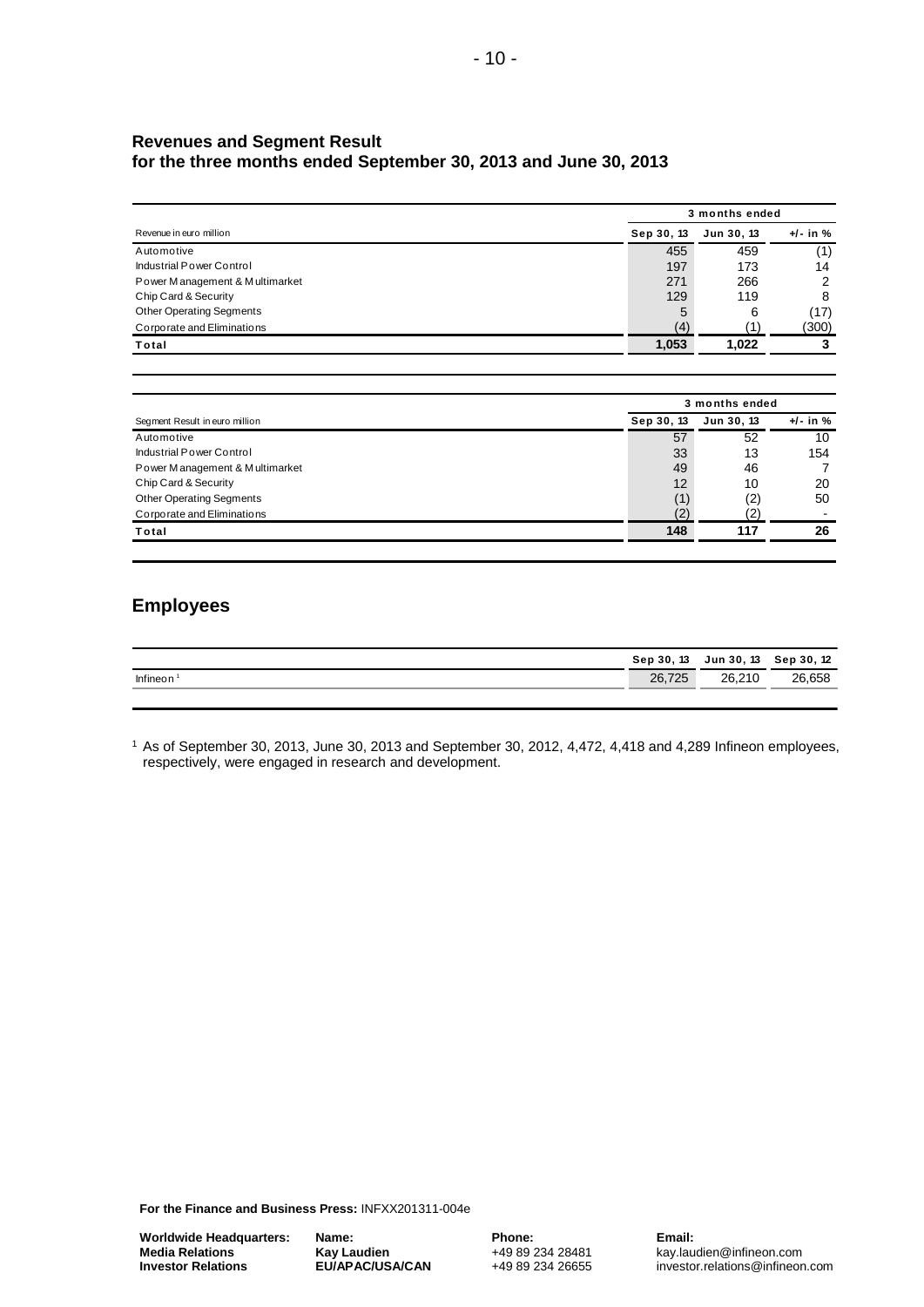## Revenues and Segment Result for the three months ended September 30, 2013 and June 30, 2013

| | 3 months ended | | |
|---|---|---|---|
| Revenue in euro million | Sep 30, 13 | Jun 30, 13 | +/- in % |
| Automotive | 455 | 459 | (1) |
| Industrial Power Control | 197 | 173 | 14 |
| Power Management & Multimarket | 271 | 266 | 2 |
| Chip Card & Security | 129 | 119 | 8 |
| Other Operating Segments | 5 | 6 | (17) |
| Corporate and Eliminations | (4) | (1) | (300) |
| **Total** | **1,053** | **1,022** | **3** |

| | 3 months ended | | |
|---|---|---|---|
| Segment Result in euro million | Sep 30, 13 | Jun 30, 13 | +/- in % |
| Automotive | 57 | 52 | 10 |
| Industrial Power Control | 33 | 13 | 154 |
| Power Management & Multimarket | 49 | 46 | 7 |
| Chip Card & Security | 12 | 10 | 20 |
| Other Operating Segments | (1) | (2) | 50 |
| Corporate and Eliminations | (2) | (2) | - |
| **Total** | **148** | **117** | **26** |

## Employees

| | Sep 30, 13 | Jun 30, 13 | Sep 30, 12 |
|---|---|---|---|
| Infineon [1] | 26,725 | 26,210 | 26,658 |

[1] As of September 30, 2013, June 30, 2013 and September 30, 2012, 4,472, 4,418 and 4,289 Infineon employees, respectively, were engaged in research and development.

**For the Finance and Business Press:** INFXX201311-004e

| **Worldwide Headquarters:** | **Name:** | **Phone:** | **Email:** |
|---|---|---|---|
| **Media Relations** | **Kay Laudien** | +49 89 234 28481 | kay.laudien@infineon.com |
| **Investor Relations** | **EU/APAC/USA/CAN** | +49 89 234 26655 | investor.relations@infineon.com |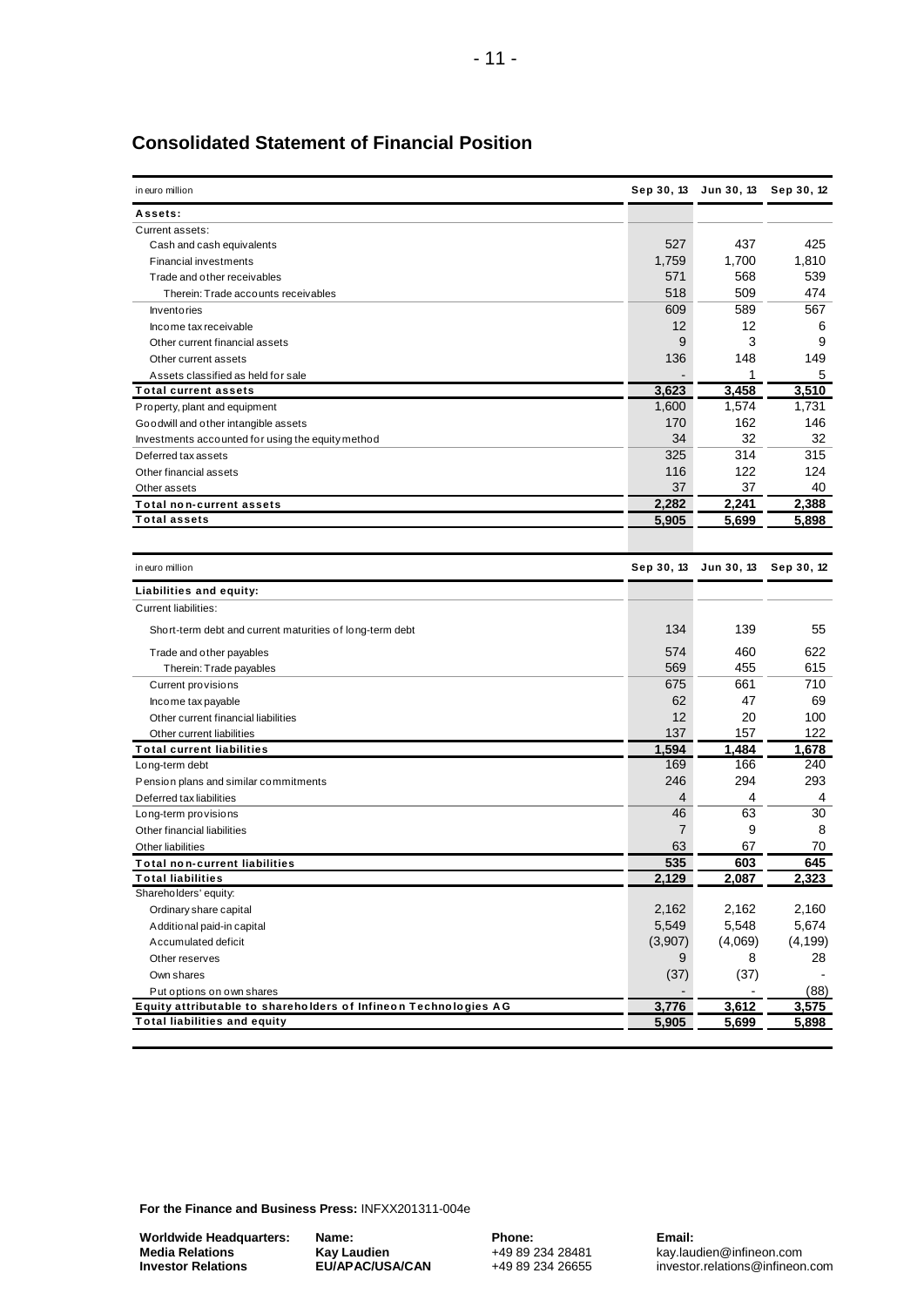## Consolidated Statement of Financial Position

| in euro million | Sep 30, 13 | Jun 30, 13 | Sep 30, 12 |
|---|---|---|---|
| **Assets:** | | | |
| Current assets: | | | |
| Cash and cash equivalents | 527 | 437 | 425 |
| Financial investments | 1,759 | 1,700 | 1,810 |
| Trade and other receivables | 571 | 568 | 539 |
| Therein: Trade accounts receivables | 518 | 509 | 474 |
| Inventories | 609 | 589 | 567 |
| Income tax receivable | 12 | 12 | 6 |
| Other current financial assets | 9 | 3 | 9 |
| Other current assets | 136 | 148 | 149 |
| Assets classified as held for sale | - | 1 | 5 |
| **Total current assets** | **3,623** | **3,458** | **3,510** |
| Property, plant and equipment | 1,600 | 1,574 | 1,731 |
| Goodwill and other intangible assets | 170 | 162 | 146 |
| Investments accounted for using the equity method | 34 | 32 | 32 |
| Deferred tax assets | 325 | 314 | 315 |
| Other financial assets | 116 | 122 | 124 |
| Other assets | 37 | 37 | 40 |
| **Total non-current assets** | **2,282** | **2,241** | **2,388** |
| **Total assets** | **5,905** | **5,699** | **5,898** |

| in euro million | Sep 30, 13 | Jun 30, 13 | Sep 30, 12 |
|---|---|---|---|
| **Liabilities and equity:** | | | |
| Current liabilities: | | | |
| Short-term debt and current maturities of long-term debt | 134 | 139 | 55 |
| Trade and other payables | 574 | 460 | 622 |
| Therein: Trade payables | 569 | 455 | 615 |
| Current provisions | 675 | 661 | 710 |
| Income tax payable | 62 | 47 | 69 |
| Other current financial liabilities | 12 | 20 | 100 |
| Other current liabilities | 137 | 157 | 122 |
| **Total current liabilities** | **1,594** | **1,484** | **1,678** |
| Long-term debt | 169 | 166 | 240 |
| Pension plans and similar commitments | 246 | 294 | 293 |
| Deferred tax liabilities | 4 | 4 | 4 |
| Long-term provisions | 46 | 63 | 30 |
| Other financial liabilities | 7 | 9 | 8 |
| Other liabilities | 63 | 67 | 70 |
| **Total non-current liabilities** | **535** | **603** | **645** |
| **Total liabilities** | **2,129** | **2,087** | **2,323** |
| Shareholders' equity: | | | |
| Ordinary share capital | 2,162 | 2,162 | 2,160 |
| Additional paid-in capital | 5,549 | 5,548 | 5,674 |
| Accumulated deficit | (3,907) | (4,069) | (4,199) |
| Other reserves | 9 | 8 | 28 |
| Own shares | (37) | (37) | - |
| Put options on own shares | - | - | (88) |
| **Equity attributable to shareholders of Infineon Technologies AG** | **3,776** | **3,612** | **3,575** |
| **Total liabilities and equity** | **5,905** | **5,699** | **5,898** |

**For the Finance and Business Press:** INFXX201311-004e

| **Worldwide Headquarters:** | **Name:** | **Phone:** | **Email:** |
|---|---|---|---|
| **Media Relations** | **Kay Laudien** | +49 89 234 28481 | kay.laudien@infineon.com |
| **Investor Relations** | **EU/APAC/USA/CAN** | +49 89 234 26655 | investor.relations@infineon.com |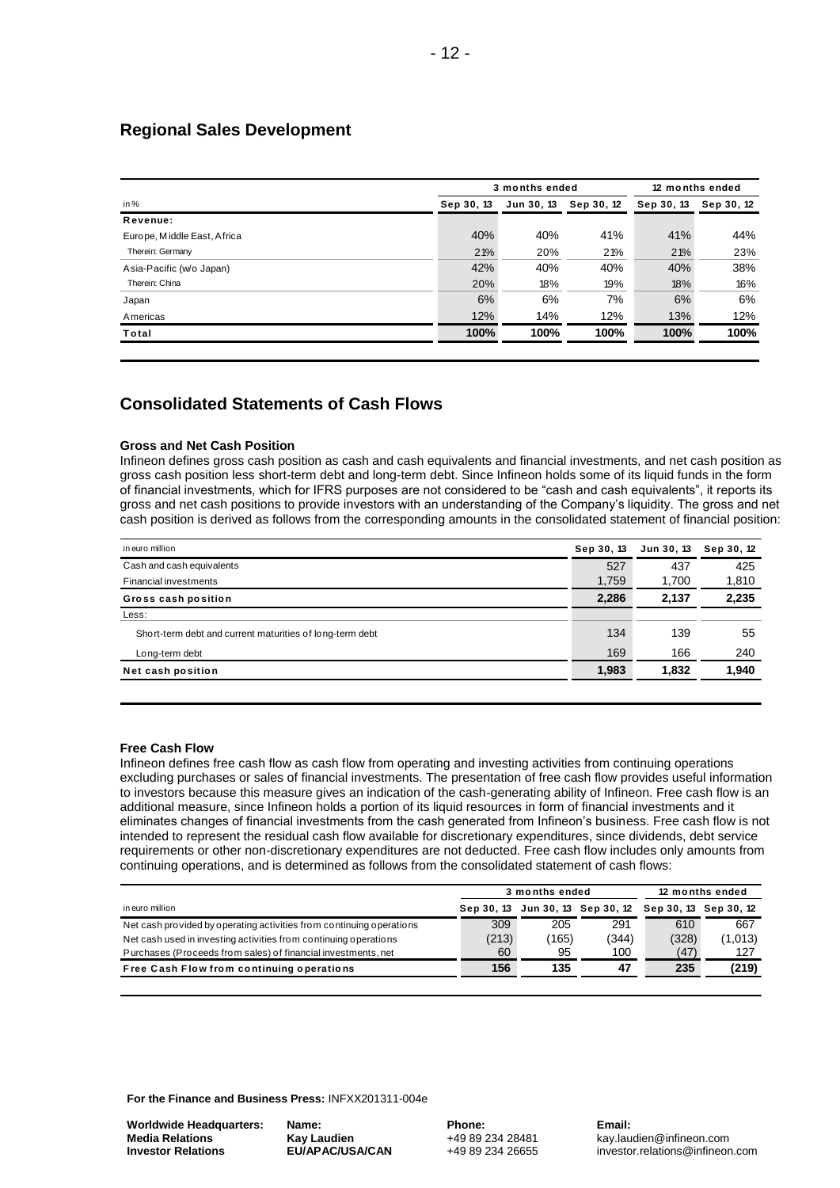## Regional Sales Development

| in % | 3 months ended | | | 12 months ended | |
|---|---|---|---|---|---|
| | Sep 30, 13 | Jun 30, 13 | Sep 30, 12 | Sep 30, 13 | Sep 30, 12 |
| **Revenue:** | | | | | |
| Europe, Middle East, Africa | 40% | 40% | 41% | 41% | 44% |
| Therein: Germany | 21% | 20% | 21% | 21% | 23% |
| Asia-Pacific (w/o Japan) | 42% | 40% | 40% | 40% | 38% |
| Therein: China | 20% | 18% | 19% | 18% | 16% |
| Japan | 6% | 6% | 7% | 6% | 6% |
| Americas | 12% | 14% | 12% | 13% | 12% |
| **Total** | **100%** | **100%** | **100%** | **100%** | **100%** |

## Consolidated Statements of Cash Flows

**Gross and Net Cash Position**

Infineon defines gross cash position as cash and cash equivalents and financial investments, and net cash position as gross cash position less short-term debt and long-term debt. Since Infineon holds some of its liquid funds in the form of financial investments, which for IFRS purposes are not considered to be "cash and cash equivalents", it reports its gross and net cash positions to provide investors with an understanding of the Company's liquidity. The gross and net cash position is derived as follows from the corresponding amounts in the consolidated statement of financial position:

| in euro million | Sep 30, 13 | Jun 30, 13 | Sep 30, 12 |
|---|---|---|---|
| Cash and cash equivalents | 527 | 437 | 425 |
| Financial investments | 1,759 | 1,700 | 1,810 |
| **Gross cash position** | **2,286** | **2,137** | **2,235** |
| Less: | | | |
| Short-term debt and current maturities of long-term debt | 134 | 139 | 55 |
| Long-term debt | 169 | 166 | 240 |
| **Net cash position** | **1,983** | **1,832** | **1,940** |

**Free Cash Flow**

Infineon defines free cash flow as cash flow from operating and investing activities from continuing operations excluding purchases or sales of financial investments. The presentation of free cash flow provides useful information to investors because this measure gives an indication of the cash-generating ability of Infineon. Free cash flow is an additional measure, since Infineon holds a portion of its liquid resources in form of financial investments and it eliminates changes of financial investments from the cash generated from Infineon's business. Free cash flow is not intended to represent the residual cash flow available for discretionary expenditures, since dividends, debt service requirements or other non-discretionary expenditures are not deducted. Free cash flow includes only amounts from continuing operations, and is determined as follows from the consolidated statement of cash flows:

| in euro million | 3 months ended | | | 12 months ended | |
|---|---|---|---|---|---|
| | Sep 30, 13 | Jun 30, 13 | Sep 30, 12 | Sep 30, 13 | Sep 30, 12 |
| Net cash provided by operating activities from continuing operations | 309 | 205 | 291 | 610 | 667 |
| Net cash used in investing activities from continuing operations | (213) | (165) | (344) | (328) | (1,013) |
| Purchases (Proceeds from sales) of financial investments, net | 60 | 95 | 100 | (47) | 127 |
| **Free Cash Flow from continuing operations** | **156** | **135** | **47** | **235** | **(219)** |

**For the Finance and Business Press:** INFXX201311-004e

| Worldwide Headquarters: | Name: | Phone: | Email: |
|---|---|---|---|
| **Media Relations** | **Kay Laudien** | +49 89 234 28481 | kay.laudien@infineon.com |
| **Investor Relations** | **EU/APAC/USA/CAN** | +49 89 234 26655 | investor.relations@infineon.com |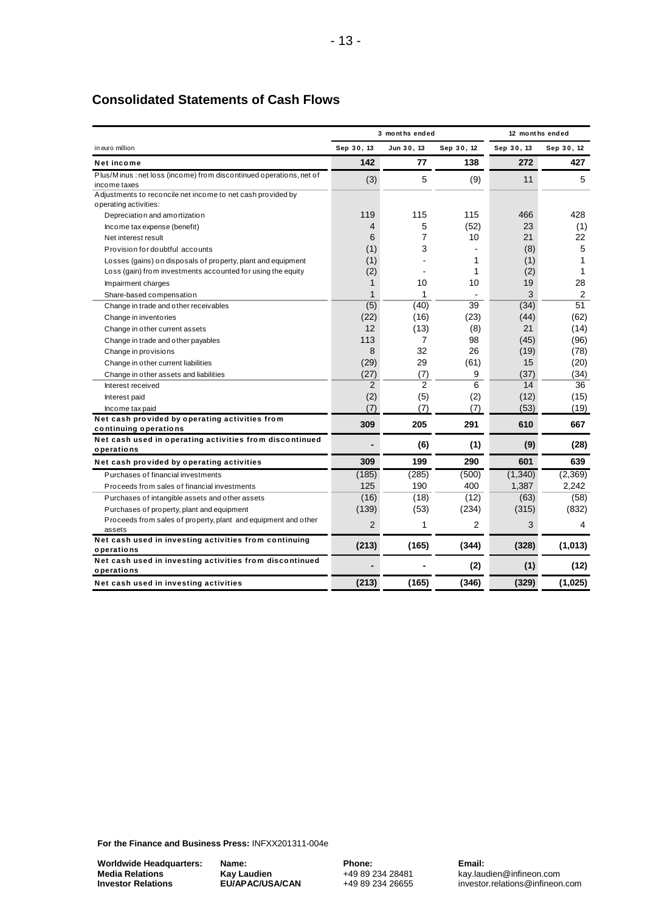## Consolidated Statements of Cash Flows

| in euro million | 3 months ended | | | 12 months ended | |
|---|---|---|---|---|---|
| | Sep 30, 13 | Jun 30, 13 | Sep 30, 12 | Sep 30, 13 | Sep 30, 12 |
| **Net income** | **142** | **77** | **138** | **272** | **427** |
| Plus/Minus : net loss (income) from discontinued operations, net of income taxes | (3) | 5 | (9) | 11 | 5 |
| Adjustments to reconcile net income to net cash provided by operating activities: | | | | | |
| Depreciation and amortization | 119 | 115 | 115 | 466 | 428 |
| Income tax expense (benefit) | 4 | 5 | (52) | 23 | (1) |
| Net interest result | 6 | 7 | 10 | 21 | 22 |
| Provision for doubtful accounts | (1) | 3 | - | (8) | 5 |
| Losses (gains) on disposals of property, plant and equipment | (1) | - | 1 | (1) | 1 |
| Loss (gain) from investments accounted for using the equity | (2) | - | 1 | (2) | 1 |
| Impairment charges | 1 | 10 | 10 | 19 | 28 |
| Share-based compensation | 1 | 1 | - | 3 | 2 |
| Change in trade and other receivables | (5) | (40) | 39 | (34) | 51 |
| Change in inventories | (22) | (16) | (23) | (44) | (62) |
| Change in other current assets | 12 | (13) | (8) | 21 | (14) |
| Change in trade and other payables | 113 | 7 | 98 | (45) | (96) |
| Change in provisions | 8 | 32 | 26 | (19) | (78) |
| Change in other current liabilities | (29) | 29 | (61) | 15 | (20) |
| Change in other assets and liabilities | (27) | (7) | 9 | (37) | (34) |
| Interest received | 2 | 2 | 6 | 14 | 36 |
| Interest paid | (2) | (5) | (2) | (12) | (15) |
| Income tax paid | (7) | (7) | (7) | (53) | (19) |
| **Net cash provided by operating activities from continuing operations** | **309** | **205** | **291** | **610** | **667** |
| **Net cash used in operating activities from discontinued operations** | **-** | **(6)** | **(1)** | **(9)** | **(28)** |
| **Net cash provided by operating activities** | **309** | **199** | **290** | **601** | **639** |
| Purchases of financial investments | (185) | (285) | (500) | (1,340) | (2,369) |
| Proceeds from sales of financial investments | 125 | 190 | 400 | 1,387 | 2,242 |
| Purchases of intangible assets and other assets | (16) | (18) | (12) | (63) | (58) |
| Purchases of property, plant and equipment | (139) | (53) | (234) | (315) | (832) |
| Proceeds from sales of property, plant and equipment and other assets | 2 | 1 | 2 | 3 | 4 |
| **Net cash used in investing activities from continuing operations** | **(213)** | **(165)** | **(344)** | **(328)** | **(1,013)** |
| **Net cash used in investing activities from discontinued operations** | **-** | **-** | **(2)** | **(1)** | **(12)** |
| **Net cash used in investing activities** | **(213)** | **(165)** | **(346)** | **(329)** | **(1,025)** |

**For the Finance and Business Press:** INFXX201311-004e

| **Worldwide Headquarters:** | **Name:** | **Phone:** | **Email:** |
|---|---|---|---|
| **Media Relations** | **Kay Laudien** | +49 89 234 28481 | kay.laudien@infineon.com |
| **Investor Relations** | **EU/APAC/USA/CAN** | +49 89 234 26655 | investor.relations@infineon.com |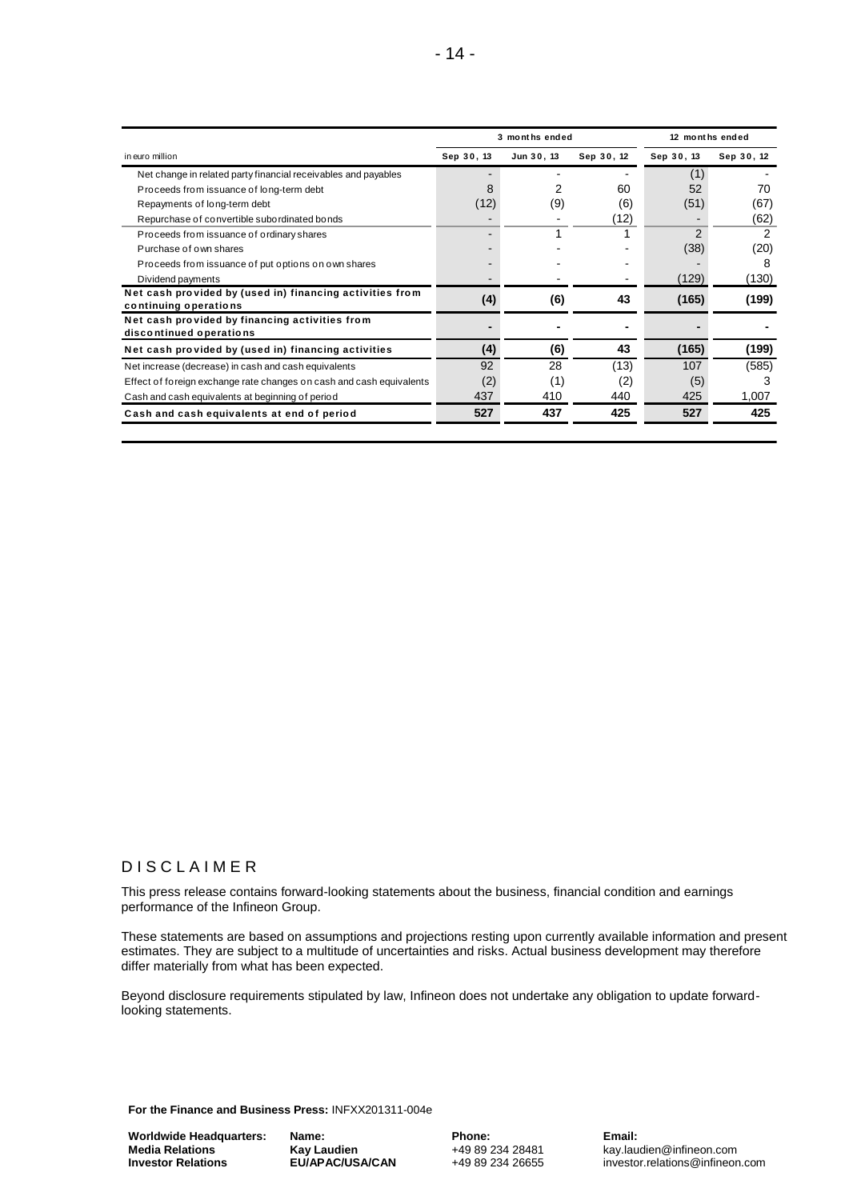| | 3 months ended | | | 12 months ended | |
|---|---|---|---|---|---|
| in euro million | Sep 30, 13 | Jun 30, 13 | Sep 30, 12 | Sep 30, 13 | Sep 30, 12 |
| Net change in related party financial receivables and payables | - | - | - | (1) | - |
| Proceeds from issuance of long-term debt | 8 | 2 | 60 | 52 | 70 |
| Repayments of long-term debt | (12) | (9) | (6) | (51) | (67) |
| Repurchase of convertible subordinated bonds | - | - | (12) | - | (62) |
| Proceeds from issuance of ordinary shares | - | 1 | 1 | 2 | 2 |
| Purchase of own shares | - | - | - | (38) | (20) |
| Proceeds from issuance of put options on own shares | - | - | - | - | 8 |
| Dividend payments | - | - | - | (129) | (130) |
| **Net cash provided by (used in) financing activities from continuing operations** | **(4)** | **(6)** | **43** | **(165)** | **(199)** |
| **Net cash provided by financing activities from discontinued operations** | **-** | **-** | **-** | **-** | **-** |
| **Net cash provided by (used in) financing activities** | **(4)** | **(6)** | **43** | **(165)** | **(199)** |
| Net increase (decrease) in cash and cash equivalents | 92 | 28 | (13) | 107 | (585) |
| Effect of foreign exchange rate changes on cash and cash equivalents | (2) | (1) | (2) | (5) | 3 |
| Cash and cash equivalents at beginning of period | 437 | 410 | 440 | 425 | 1,007 |
| **Cash and cash equivalents at end of period** | **527** | **437** | **425** | **527** | **425** |

## DISCLAIMER

This press release contains forward-looking statements about the business, financial condition and earnings performance of the Infineon Group.

These statements are based on assumptions and projections resting upon currently available information and present estimates. They are subject to a multitude of uncertainties and risks. Actual business development may therefore differ materially from what has been expected.

Beyond disclosure requirements stipulated by law, Infineon does not undertake any obligation to update forward-looking statements.

**For the Finance and Business Press:** INFXX201311-004e

| **Worldwide Headquarters:** | **Name:** | **Phone:** | **Email:** |
|---|---|---|---|
| **Media Relations** | **Kay Laudien** | +49 89 234 28481 | kay.laudien@infineon.com |
| **Investor Relations** | **EU/APAC/USA/CAN** | +49 89 234 26655 | investor.relations@infineon.com |